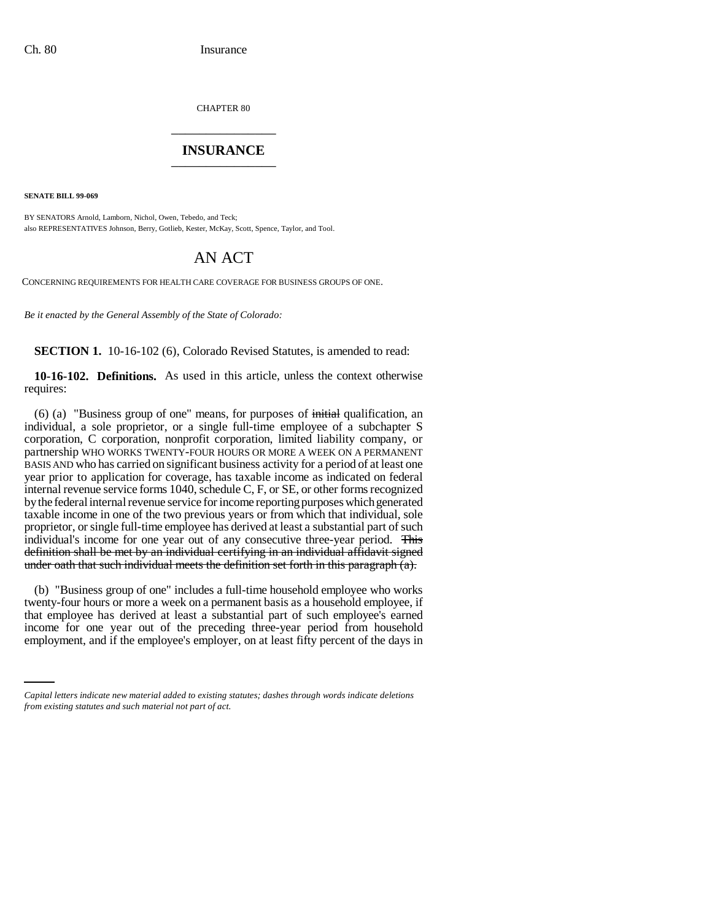CHAPTER 80

# INSURANCE

**SENATE BILL 99-069**

BY SENATORS Arnold, Lamborn, Nichol, Owen, Tebedo, and Teck;
also REPRESENTATIVES Johnson, Berry, Gotlieb, Kester, McKay, Scott, Spence, Taylor, and Tool.

## AN ACT

CONCERNING REQUIREMENTS FOR HEALTH CARE COVERAGE FOR BUSINESS GROUPS OF ONE.

*Be it enacted by the General Assembly of the State of Colorado:*

**SECTION 1.** 10-16-102 (6), Colorado Revised Statutes, is amended to read:

**10-16-102. Definitions.** As used in this article, unless the context otherwise requires:

(6) (a) "Business group of one" means, for purposes of ~~initial~~ qualification, an individual, a sole proprietor, or a single full-time employee of a subchapter S corporation, C corporation, nonprofit corporation, limited liability company, or partnership WHO WORKS TWENTY-FOUR HOURS OR MORE A WEEK ON A PERMANENT BASIS AND who has carried on significant business activity for a period of at least one year prior to application for coverage, has taxable income as indicated on federal internal revenue service forms 1040, schedule C, F, or SE, or other forms recognized by the federal internal revenue service for income reporting purposes which generated taxable income in one of the two previous years or from which that individual, sole proprietor, or single full-time employee has derived at least a substantial part of such individual's income for one year out of any consecutive three-year period. ~~This definition shall be met by an individual certifying in an individual affidavit signed under oath that such individual meets the definition set forth in this paragraph (a).~~

(b) "Business group of one" includes a full-time household employee who works twenty-four hours or more a week on a permanent basis as a household employee, if that employee has derived at least a substantial part of such employee's earned income for one year out of the preceding three-year period from household employment, and if the employee's employer, on at least fifty percent of the days in

*Capital letters indicate new material added to existing statutes; dashes through words indicate deletions from existing statutes and such material not part of act.*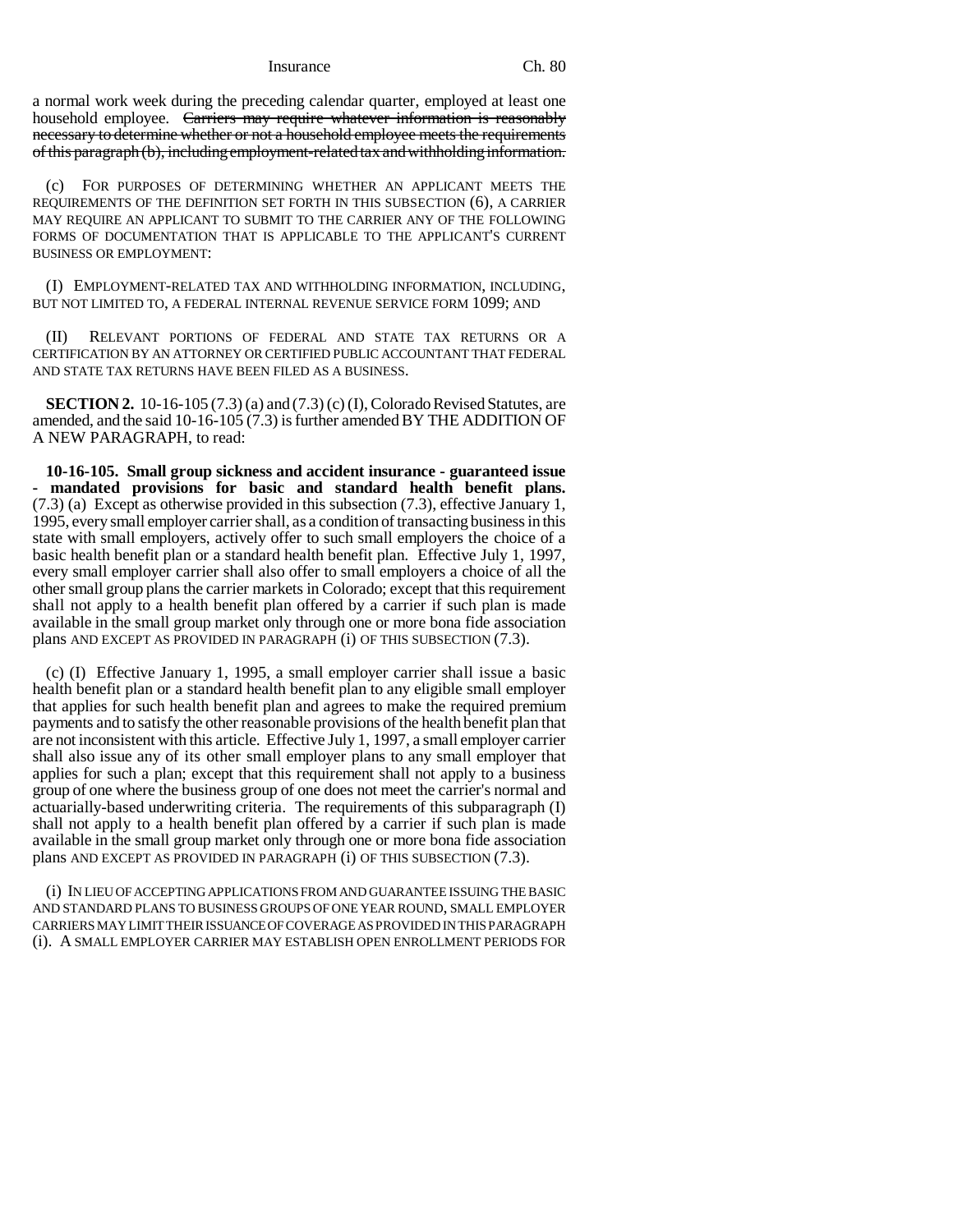a normal work week during the preceding calendar quarter, employed at least one household employee. ~~Carriers may require whatever information is reasonably necessary to determine whether or not a household employee meets the requirements of this paragraph (b), including employment-related tax and withholding information.~~

(c) FOR PURPOSES OF DETERMINING WHETHER AN APPLICANT MEETS THE REQUIREMENTS OF THE DEFINITION SET FORTH IN THIS SUBSECTION (6), A CARRIER MAY REQUIRE AN APPLICANT TO SUBMIT TO THE CARRIER ANY OF THE FOLLOWING FORMS OF DOCUMENTATION THAT IS APPLICABLE TO THE APPLICANT'S CURRENT BUSINESS OR EMPLOYMENT:

(I) EMPLOYMENT-RELATED TAX AND WITHHOLDING INFORMATION, INCLUDING, BUT NOT LIMITED TO, A FEDERAL INTERNAL REVENUE SERVICE FORM 1099; AND

(II) RELEVANT PORTIONS OF FEDERAL AND STATE TAX RETURNS OR A CERTIFICATION BY AN ATTORNEY OR CERTIFIED PUBLIC ACCOUNTANT THAT FEDERAL AND STATE TAX RETURNS HAVE BEEN FILED AS A BUSINESS.

**SECTION 2.** 10-16-105 (7.3) (a) and (7.3) (c) (I), Colorado Revised Statutes, are amended, and the said 10-16-105 (7.3) is further amended BY THE ADDITION OF A NEW PARAGRAPH, to read:

**10-16-105. Small group sickness and accident insurance - guaranteed issue - mandated provisions for basic and standard health benefit plans.** (7.3) (a) Except as otherwise provided in this subsection (7.3), effective January 1, 1995, every small employer carrier shall, as a condition of transacting business in this state with small employers, actively offer to such small employers the choice of a basic health benefit plan or a standard health benefit plan. Effective July 1, 1997, every small employer carrier shall also offer to small employers a choice of all the other small group plans the carrier markets in Colorado; except that this requirement shall not apply to a health benefit plan offered by a carrier if such plan is made available in the small group market only through one or more bona fide association plans AND EXCEPT AS PROVIDED IN PARAGRAPH (i) OF THIS SUBSECTION (7.3).

(c) (I) Effective January 1, 1995, a small employer carrier shall issue a basic health benefit plan or a standard health benefit plan to any eligible small employer that applies for such health benefit plan and agrees to make the required premium payments and to satisfy the other reasonable provisions of the health benefit plan that are not inconsistent with this article. Effective July 1, 1997, a small employer carrier shall also issue any of its other small employer plans to any small employer that applies for such a plan; except that this requirement shall not apply to a business group of one where the business group of one does not meet the carrier's normal and actuarially-based underwriting criteria. The requirements of this subparagraph (I) shall not apply to a health benefit plan offered by a carrier if such plan is made available in the small group market only through one or more bona fide association plans AND EXCEPT AS PROVIDED IN PARAGRAPH (i) OF THIS SUBSECTION (7.3).

(i) IN LIEU OF ACCEPTING APPLICATIONS FROM AND GUARANTEE ISSUING THE BASIC AND STANDARD PLANS TO BUSINESS GROUPS OF ONE YEAR ROUND, SMALL EMPLOYER CARRIERS MAY LIMIT THEIR ISSUANCE OF COVERAGE AS PROVIDED IN THIS PARAGRAPH (i). A SMALL EMPLOYER CARRIER MAY ESTABLISH OPEN ENROLLMENT PERIODS FOR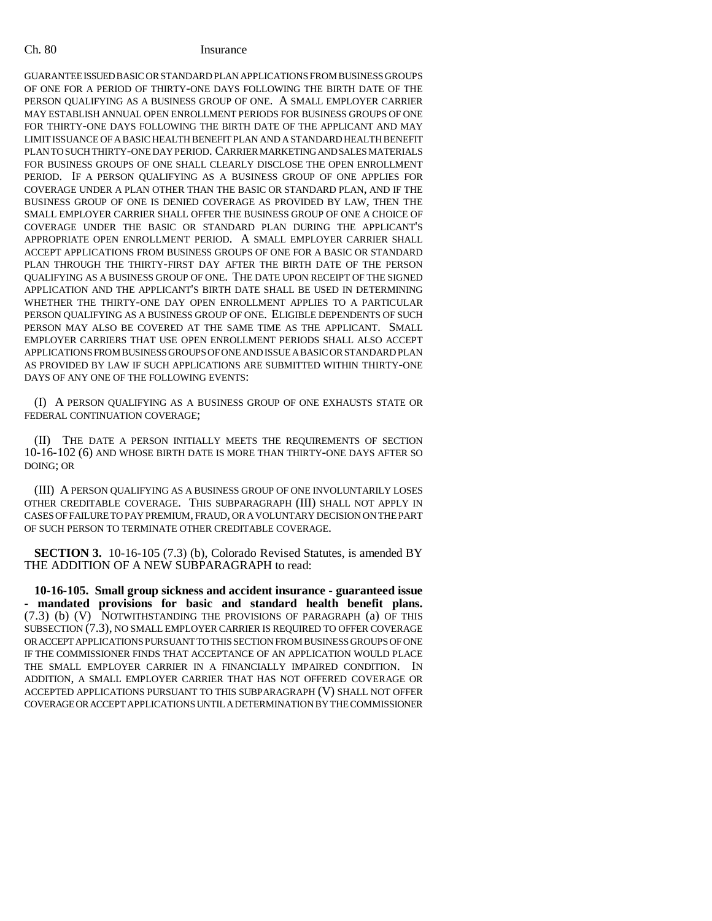GUARANTEE ISSUED BASIC OR STANDARD PLAN APPLICATIONS FROM BUSINESS GROUPS OF ONE FOR A PERIOD OF THIRTY-ONE DAYS FOLLOWING THE BIRTH DATE OF THE PERSON QUALIFYING AS A BUSINESS GROUP OF ONE. A SMALL EMPLOYER CARRIER MAY ESTABLISH ANNUAL OPEN ENROLLMENT PERIODS FOR BUSINESS GROUPS OF ONE FOR THIRTY-ONE DAYS FOLLOWING THE BIRTH DATE OF THE APPLICANT AND MAY LIMIT ISSUANCE OF A BASIC HEALTH BENEFIT PLAN AND A STANDARD HEALTH BENEFIT PLAN TO SUCH THIRTY-ONE DAY PERIOD. CARRIER MARKETING AND SALES MATERIALS FOR BUSINESS GROUPS OF ONE SHALL CLEARLY DISCLOSE THE OPEN ENROLLMENT PERIOD. IF A PERSON QUALIFYING AS A BUSINESS GROUP OF ONE APPLIES FOR COVERAGE UNDER A PLAN OTHER THAN THE BASIC OR STANDARD PLAN, AND IF THE BUSINESS GROUP OF ONE IS DENIED COVERAGE AS PROVIDED BY LAW, THEN THE SMALL EMPLOYER CARRIER SHALL OFFER THE BUSINESS GROUP OF ONE A CHOICE OF COVERAGE UNDER THE BASIC OR STANDARD PLAN DURING THE APPLICANT'S APPROPRIATE OPEN ENROLLMENT PERIOD. A SMALL EMPLOYER CARRIER SHALL ACCEPT APPLICATIONS FROM BUSINESS GROUPS OF ONE FOR A BASIC OR STANDARD PLAN THROUGH THE THIRTY-FIRST DAY AFTER THE BIRTH DATE OF THE PERSON QUALIFYING AS A BUSINESS GROUP OF ONE. THE DATE UPON RECEIPT OF THE SIGNED APPLICATION AND THE APPLICANT'S BIRTH DATE SHALL BE USED IN DETERMINING WHETHER THE THIRTY-ONE DAY OPEN ENROLLMENT APPLIES TO A PARTICULAR PERSON QUALIFYING AS A BUSINESS GROUP OF ONE. ELIGIBLE DEPENDENTS OF SUCH PERSON MAY ALSO BE COVERED AT THE SAME TIME AS THE APPLICANT. SMALL EMPLOYER CARRIERS THAT USE OPEN ENROLLMENT PERIODS SHALL ALSO ACCEPT APPLICATIONS FROM BUSINESS GROUPS OF ONE AND ISSUE A BASIC OR STANDARD PLAN AS PROVIDED BY LAW IF SUCH APPLICATIONS ARE SUBMITTED WITHIN THIRTY-ONE DAYS OF ANY ONE OF THE FOLLOWING EVENTS:

(I) A PERSON QUALIFYING AS A BUSINESS GROUP OF ONE EXHAUSTS STATE OR FEDERAL CONTINUATION COVERAGE;

(II) THE DATE A PERSON INITIALLY MEETS THE REQUIREMENTS OF SECTION 10-16-102 (6) AND WHOSE BIRTH DATE IS MORE THAN THIRTY-ONE DAYS AFTER SO DOING; OR

(III) A PERSON QUALIFYING AS A BUSINESS GROUP OF ONE INVOLUNTARILY LOSES OTHER CREDITABLE COVERAGE. THIS SUBPARAGRAPH (III) SHALL NOT APPLY IN CASES OF FAILURE TO PAY PREMIUM, FRAUD, OR A VOLUNTARY DECISION ON THE PART OF SUCH PERSON TO TERMINATE OTHER CREDITABLE COVERAGE.

**SECTION 3.** 10-16-105 (7.3) (b), Colorado Revised Statutes, is amended BY THE ADDITION OF A NEW SUBPARAGRAPH to read:

**10-16-105. Small group sickness and accident insurance - guaranteed issue - mandated provisions for basic and standard health benefit plans.** (7.3) (b) (V) NOTWITHSTANDING THE PROVISIONS OF PARAGRAPH (a) OF THIS SUBSECTION (7.3), NO SMALL EMPLOYER CARRIER IS REQUIRED TO OFFER COVERAGE OR ACCEPT APPLICATIONS PURSUANT TO THIS SECTION FROM BUSINESS GROUPS OF ONE IF THE COMMISSIONER FINDS THAT ACCEPTANCE OF AN APPLICATION WOULD PLACE THE SMALL EMPLOYER CARRIER IN A FINANCIALLY IMPAIRED CONDITION. IN ADDITION, A SMALL EMPLOYER CARRIER THAT HAS NOT OFFERED COVERAGE OR ACCEPTED APPLICATIONS PURSUANT TO THIS SUBPARAGRAPH (V) SHALL NOT OFFER COVERAGE OR ACCEPT APPLICATIONS UNTIL A DETERMINATION BY THE COMMISSIONER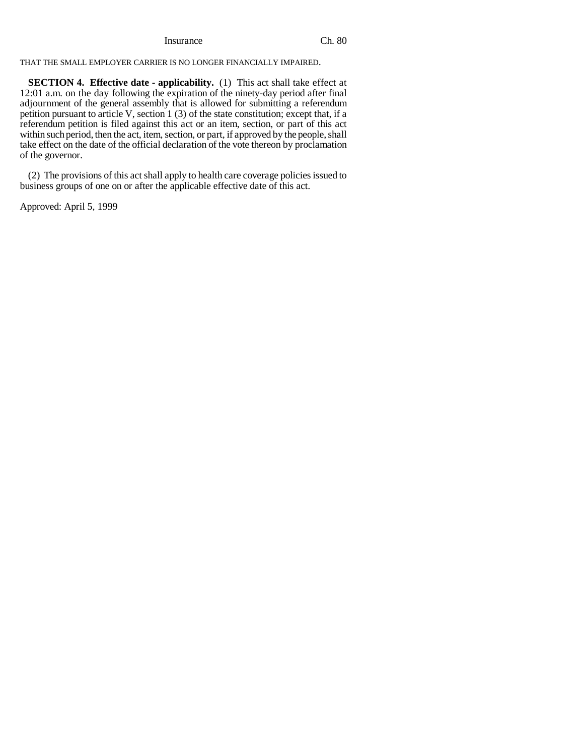THAT THE SMALL EMPLOYER CARRIER IS NO LONGER FINANCIALLY IMPAIRED.

**SECTION 4. Effective date - applicability.** (1) This act shall take effect at 12:01 a.m. on the day following the expiration of the ninety-day period after final adjournment of the general assembly that is allowed for submitting a referendum petition pursuant to article V, section 1 (3) of the state constitution; except that, if a referendum petition is filed against this act or an item, section, or part of this act within such period, then the act, item, section, or part, if approved by the people, shall take effect on the date of the official declaration of the vote thereon by proclamation of the governor.

(2) The provisions of this act shall apply to health care coverage policies issued to business groups of one on or after the applicable effective date of this act.

Approved: April 5, 1999